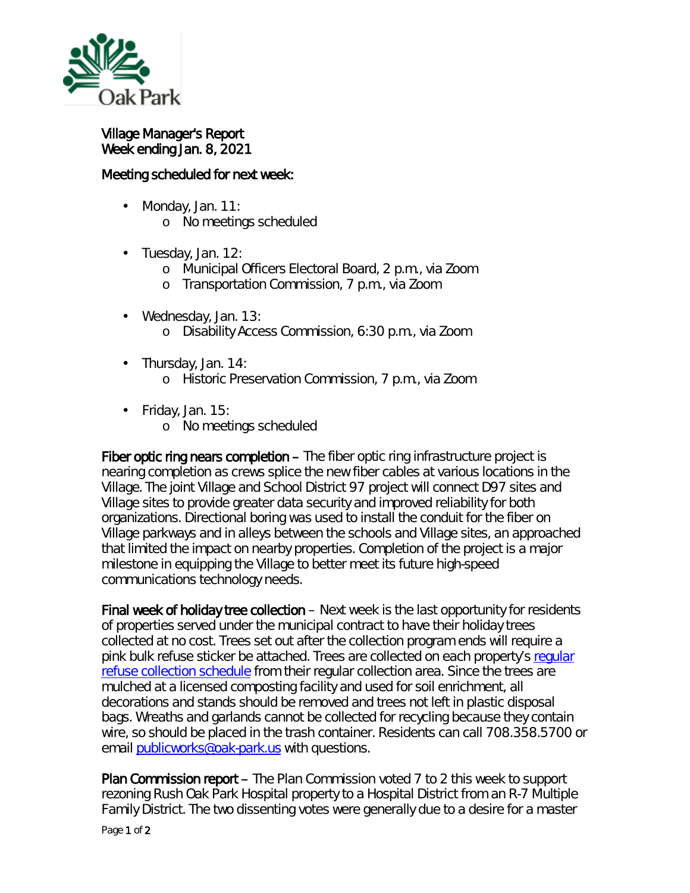Oak Park

Village Manager's Report
Week ending Jan. 8, 2021

Meeting scheduled for next week:

- Monday, Jan. 11:
  - No meetings scheduled
- Tuesday, Jan. 12:
  - Municipal Officers Electoral Board, 2 p.m., via Zoom
  - Transportation Commission, 7 p.m., via Zoom
- Wednesday, Jan. 13:
  - Disability Access Commission, 6:30 p.m., via Zoom
- Thursday, Jan. 14:
  - Historic Preservation Commission, 7 p.m., via Zoom
- Friday, Jan. 15:
  - No meetings scheduled

Fiber optic ring nears completion – The fiber optic ring infrastructure project is nearing completion as crews splice the new fiber cables at various locations in the Village. The joint Village and School District 97 project will connect D97 sites and Village sites to provide greater data security and improved reliability for both organizations. Directional boring was used to install the conduit for the fiber on Village parkways and in alleys between the schools and Village sites, an approached that limited the impact on nearby properties. Completion of the project is a major milestone in equipping the Village to better meet its future high-speed communications technology needs.

Final week of holiday tree collection – Next week is the last opportunity for residents of properties served under the municipal contract to have their holiday trees collected at no cost. Trees set out after the collection program ends will require a pink bulk refuse sticker be attached. Trees are collected on each property's regular refuse collection schedule from their regular collection area. Since the trees are mulched at a licensed composting facility and used for soil enrichment, all decorations and stands should be removed and trees not left in plastic disposal bags. Wreaths and garlands cannot be collected for recycling because they contain wire, so should be placed in the trash container. Residents can call 708.358.5700 or email publicworks@oak-park.us with questions.

Plan Commission report – The Plan Commission voted 7 to 2 this week to support rezoning Rush Oak Park Hospital property to a Hospital District from an R-7 Multiple Family District. The two dissenting votes were generally due to a desire for a master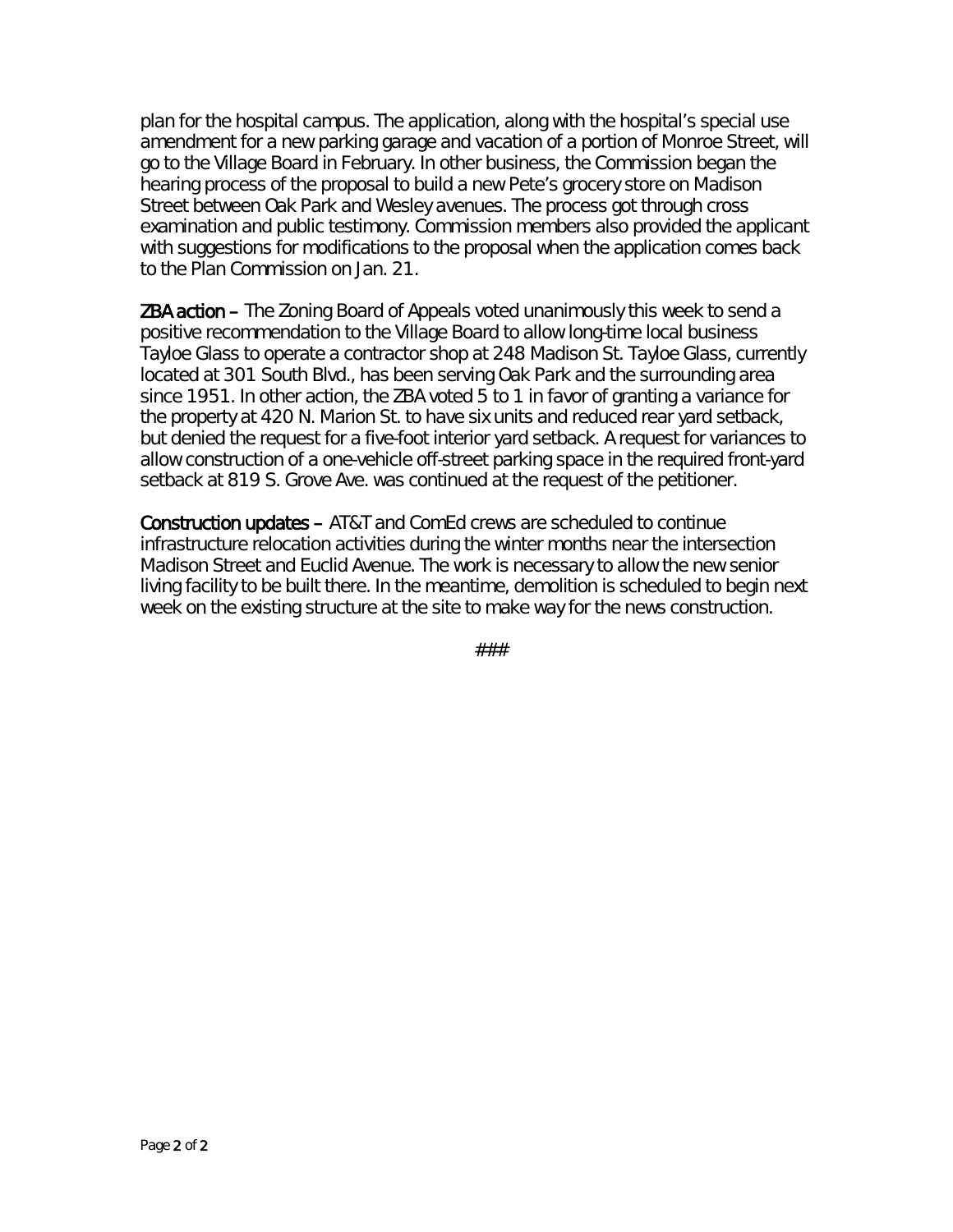plan for the hospital campus. The application, along with the hospital's special use amendment for a new parking garage and vacation of a portion of Monroe Street, will go to the Village Board in February. In other business, the Commission began the hearing process of the proposal to build a new Pete's grocery store on Madison Street between Oak Park and Wesley avenues. The process got through cross examination and public testimony. Commission members also provided the applicant with suggestions for modifications to the proposal when the application comes back to the Plan Commission on Jan. 21.

**ZBA action –** The Zoning Board of Appeals voted unanimously this week to send a positive recommendation to the Village Board to allow long-time local business Tayloe Glass to operate a contractor shop at 248 Madison St. Tayloe Glass, currently located at 301 South Blvd., has been serving Oak Park and the surrounding area since 1951. In other action, the ZBA voted 5 to 1 in favor of granting a variance for the property at 420 N. Marion St. to have six units and reduced rear yard setback, but denied the request for a five-foot interior yard setback. A request for variances to allow construction of a one-vehicle off-street parking space in the required front-yard setback at 819 S. Grove Ave. was continued at the request of the petitioner.

**Construction updates –** AT&T and ComEd crews are scheduled to continue infrastructure relocation activities during the winter months near the intersection Madison Street and Euclid Avenue. The work is necessary to allow the new senior living facility to be built there. In the meantime, demolition is scheduled to begin next week on the existing structure at the site to make way for the news construction.

###